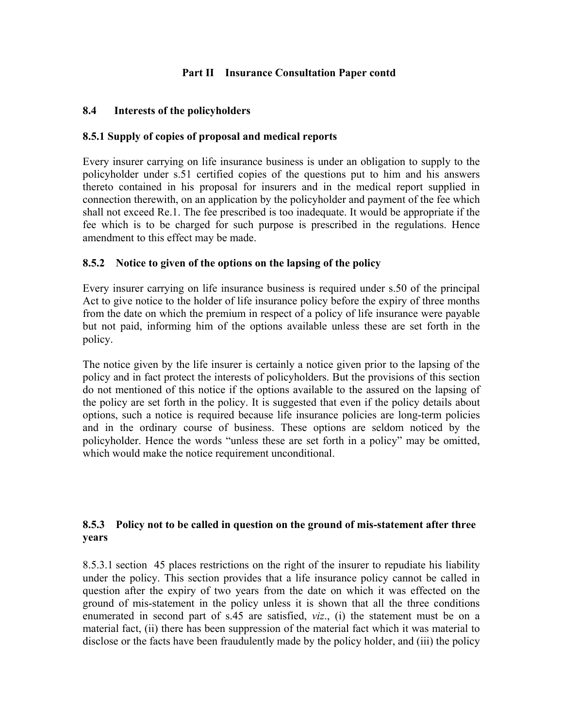## Part II Insurance Consultation Paper contd

### 8.4 Interests of the policyholders

### 8.5.1 Supply of copies of proposal and medical reports

Every insurer carrying on life insurance business is under an obligation to supply to the policyholder under s.51 certified copies of the questions put to him and his answers thereto contained in his proposal for insurers and in the medical report supplied in connection therewith, on an application by the policyholder and payment of the fee which shall not exceed Re.1. The fee prescribed is too inadequate. It would be appropriate if the fee which is to be charged for such purpose is prescribed in the regulations. Hence amendment to this effect may be made.

### 8.5.2 Notice to given of the options on the lapsing of the policy

Every insurer carrying on life insurance business is required under s.50 of the principal Act to give notice to the holder of life insurance policy before the expiry of three months from the date on which the premium in respect of a policy of life insurance were payable but not paid, informing him of the options available unless these are set forth in the policy.

The notice given by the life insurer is certainly a notice given prior to the lapsing of the policy and in fact protect the interests of policyholders. But the provisions of this section do not mentioned of this notice if the options available to the assured on the lapsing of the policy are set forth in the policy. It is suggested that even if the policy details about options, such a notice is required because life insurance policies are long-term policies and in the ordinary course of business. These options are seldom noticed by the policyholder. Hence the words "unless these are set forth in a policy" may be omitted, which would make the notice requirement unconditional.

### 8.5.3 Policy not to be called in question on the ground of mis-statement after three years

8.5.3.1 section 45 places restrictions on the right of the insurer to repudiate his liability under the policy. This section provides that a life insurance policy cannot be called in question after the expiry of two years from the date on which it was effected on the ground of mis-statement in the policy unless it is shown that all the three conditions enumerated in second part of s.45 are satisfied, *viz*., (i) the statement must be on a material fact, (ii) there has been suppression of the material fact which it was material to disclose or the facts have been fraudulently made by the policy holder, and (iii) the policy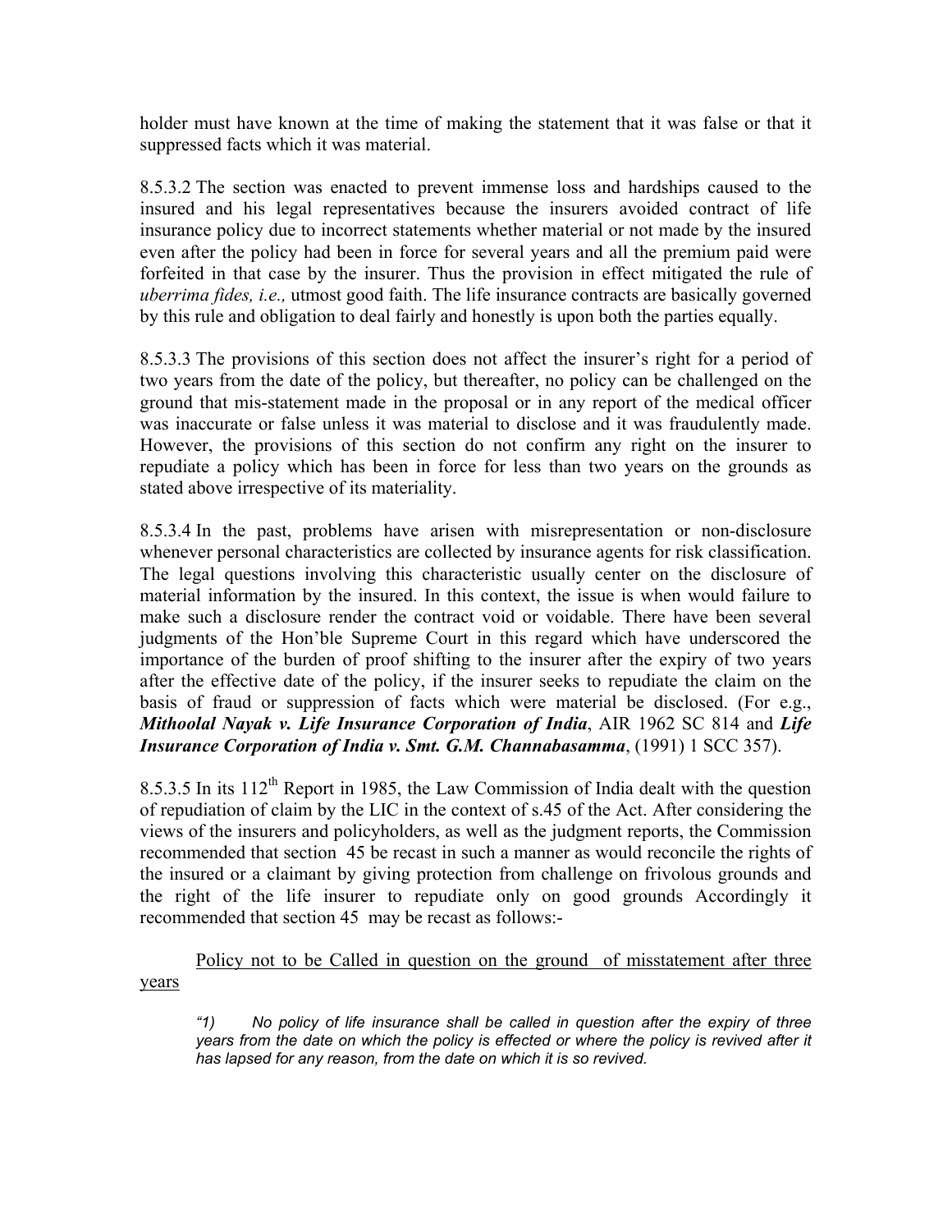holder must have known at the time of making the statement that it was false or that it suppressed facts which it was material.

8.5.3.2 The section was enacted to prevent immense loss and hardships caused to the insured and his legal representatives because the insurers avoided contract of life insurance policy due to incorrect statements whether material or not made by the insured even after the policy had been in force for several years and all the premium paid were forfeited in that case by the insurer. Thus the provision in effect mitigated the rule of *uberrima fides, i.e.,* utmost good faith. The life insurance contracts are basically governed by this rule and obligation to deal fairly and honestly is upon both the parties equally.

8.5.3.3 The provisions of this section does not affect the insurer's right for a period of two years from the date of the policy, but thereafter, no policy can be challenged on the ground that mis-statement made in the proposal or in any report of the medical officer was inaccurate or false unless it was material to disclose and it was fraudulently made. However, the provisions of this section do not confirm any right on the insurer to repudiate a policy which has been in force for less than two years on the grounds as stated above irrespective of its materiality.

8.5.3.4 In the past, problems have arisen with misrepresentation or non-disclosure whenever personal characteristics are collected by insurance agents for risk classification. The legal questions involving this characteristic usually center on the disclosure of material information by the insured. In this context, the issue is when would failure to make such a disclosure render the contract void or voidable. There have been several judgments of the Hon'ble Supreme Court in this regard which have underscored the importance of the burden of proof shifting to the insurer after the expiry of two years after the effective date of the policy, if the insurer seeks to repudiate the claim on the basis of fraud or suppression of facts which were material be disclosed. (For e.g., ***Mithoolal Nayak v. Life Insurance Corporation of India***, AIR 1962 SC 814 and ***Life Insurance Corporation of India v. Smt. G.M. Channabasamma***, (1991) 1 SCC 357).

8.5.3.5 In its 112th Report in 1985, the Law Commission of India dealt with the question of repudiation of claim by the LIC in the context of s.45 of the Act. After considering the views of the insurers and policyholders, as well as the judgment reports, the Commission recommended that section 45 be recast in such a manner as would reconcile the rights of the insured or a claimant by giving protection from challenge on frivolous grounds and the right of the life insurer to repudiate only on good grounds Accordingly it recommended that section 45 may be recast as follows:-

Policy not to be Called in question on the ground of misstatement after three years

*"1) No policy of life insurance shall be called in question after the expiry of three years from the date on which the policy is effected or where the policy is revived after it has lapsed for any reason, from the date on which it is so revived.*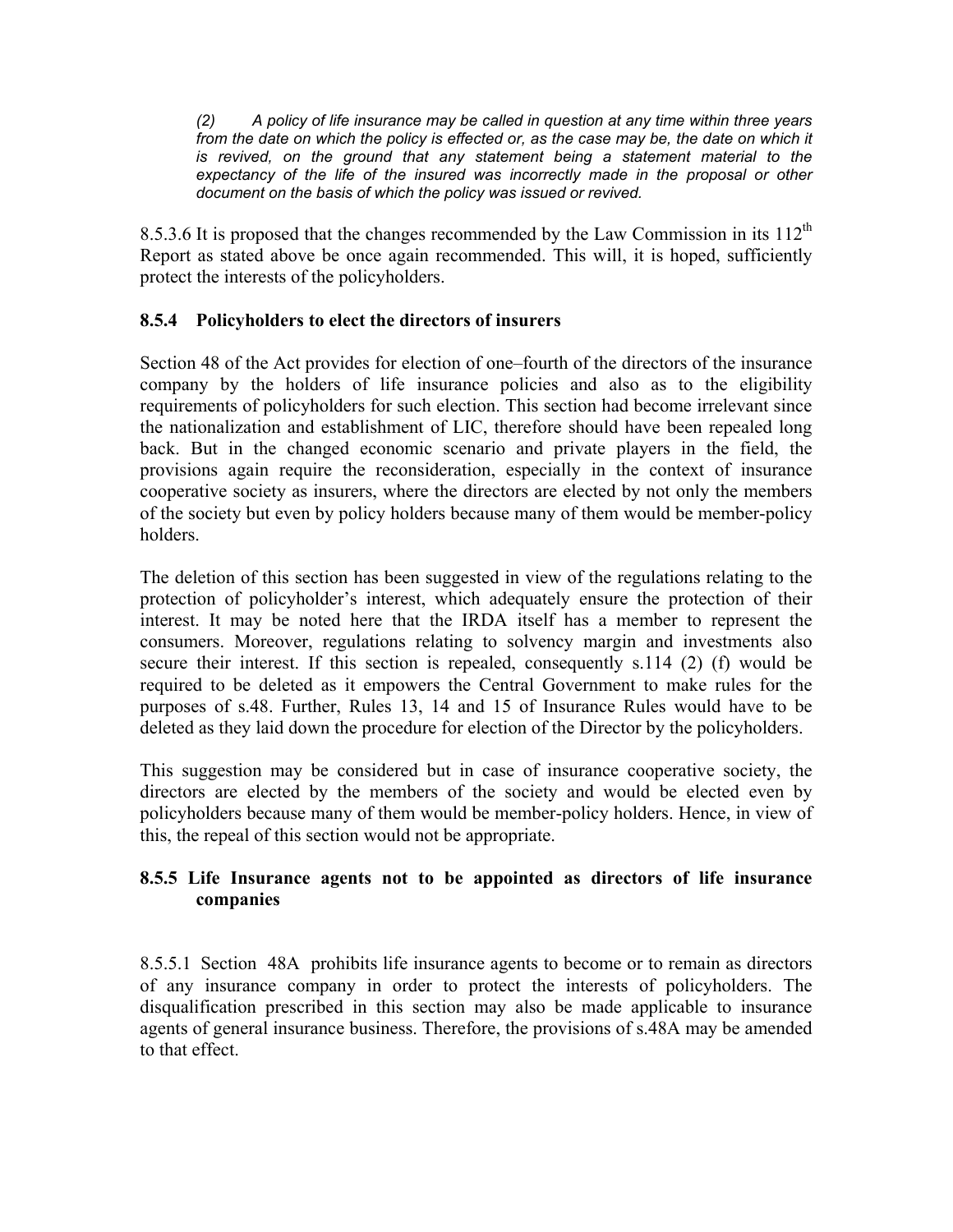> *(2) A policy of life insurance may be called in question at any time within three years from the date on which the policy is effected or, as the case may be, the date on which it is revived, on the ground that any statement being a statement material to the expectancy of the life of the insured was incorrectly made in the proposal or other document on the basis of which the policy was issued or revived.*

8.5.3.6 It is proposed that the changes recommended by the Law Commission in its 112th Report as stated above be once again recommended. This will, it is hoped, sufficiently protect the interests of the policyholders.

### 8.5.4 Policyholders to elect the directors of insurers

Section 48 of the Act provides for election of one–fourth of the directors of the insurance company by the holders of life insurance policies and also as to the eligibility requirements of policyholders for such election. This section had become irrelevant since the nationalization and establishment of LIC, therefore should have been repealed long back. But in the changed economic scenario and private players in the field, the provisions again require the reconsideration, especially in the context of insurance cooperative society as insurers, where the directors are elected by not only the members of the society but even by policy holders because many of them would be member-policy holders.

The deletion of this section has been suggested in view of the regulations relating to the protection of policyholder's interest, which adequately ensure the protection of their interest. It may be noted here that the IRDA itself has a member to represent the consumers. Moreover, regulations relating to solvency margin and investments also secure their interest. If this section is repealed, consequently s.114 (2) (f) would be required to be deleted as it empowers the Central Government to make rules for the purposes of s.48. Further, Rules 13, 14 and 15 of Insurance Rules would have to be deleted as they laid down the procedure for election of the Director by the policyholders.

This suggestion may be considered but in case of insurance cooperative society, the directors are elected by the members of the society and would be elected even by policyholders because many of them would be member-policy holders. Hence, in view of this, the repeal of this section would not be appropriate.

### 8.5.5 Life Insurance agents not to be appointed as directors of life insurance companies

8.5.5.1 Section 48A prohibits life insurance agents to become or to remain as directors of any insurance company in order to protect the interests of policyholders. The disqualification prescribed in this section may also be made applicable to insurance agents of general insurance business. Therefore, the provisions of s.48A may be amended to that effect.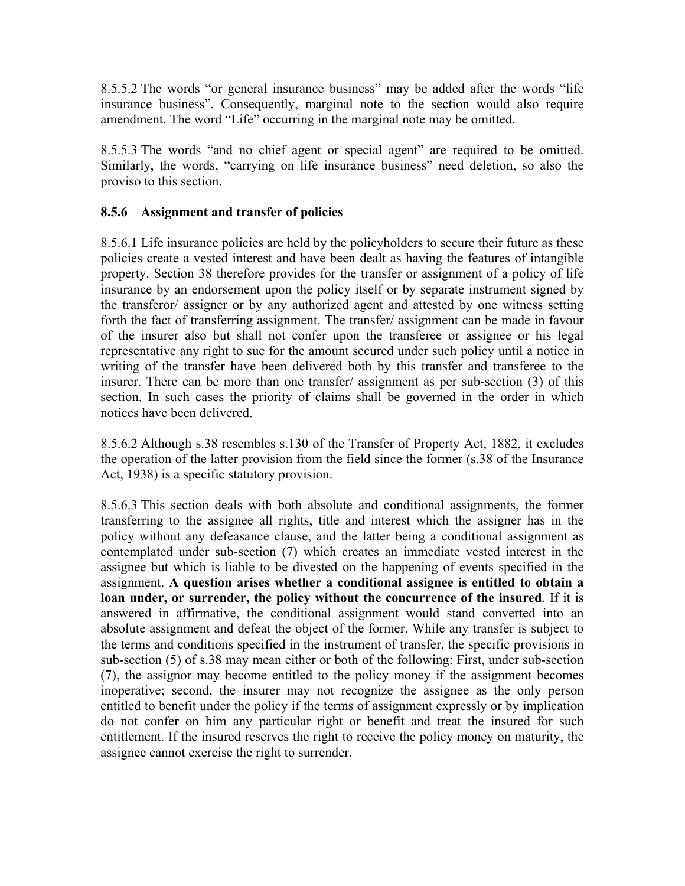8.5.5.2 The words “or general insurance business” may be added after the words “life insurance business”. Consequently, marginal note to the section would also require amendment. The word “Life” occurring in the marginal note may be omitted.

8.5.5.3 The words “and no chief agent or special agent” are required to be omitted. Similarly, the words, “carrying on life insurance business” need deletion, so also the proviso to this section.

### 8.5.6 Assignment and transfer of policies

8.5.6.1 Life insurance policies are held by the policyholders to secure their future as these policies create a vested interest and have been dealt as having the features of intangible property. Section 38 therefore provides for the transfer or assignment of a policy of life insurance by an endorsement upon the policy itself or by separate instrument signed by the transferor/ assigner or by any authorized agent and attested by one witness setting forth the fact of transferring assignment. The transfer/ assignment can be made in favour of the insurer also but shall not confer upon the transferee or assignee or his legal representative any right to sue for the amount secured under such policy until a notice in writing of the transfer have been delivered both by this transfer and transferee to the insurer. There can be more than one transfer/ assignment as per sub-section (3) of this section. In such cases the priority of claims shall be governed in the order in which notices have been delivered.

8.5.6.2 Although s.38 resembles s.130 of the Transfer of Property Act, 1882, it excludes the operation of the latter provision from the field since the former (s.38 of the Insurance Act, 1938) is a specific statutory provision.

8.5.6.3 This section deals with both absolute and conditional assignments, the former transferring to the assignee all rights, title and interest which the assigner has in the policy without any defeasance clause, and the latter being a conditional assignment as contemplated under sub-section (7) which creates an immediate vested interest in the assignee but which is liable to be divested on the happening of events specified in the assignment. **A question arises whether a conditional assignee is entitled to obtain a loan under, or surrender, the policy without the concurrence of the insured**. If it is answered in affirmative, the conditional assignment would stand converted into an absolute assignment and defeat the object of the former. While any transfer is subject to the terms and conditions specified in the instrument of transfer, the specific provisions in sub-section (5) of s.38 may mean either or both of the following: First, under sub-section (7), the assignor may become entitled to the policy money if the assignment becomes inoperative; second, the insurer may not recognize the assignee as the only person entitled to benefit under the policy if the terms of assignment expressly or by implication do not confer on him any particular right or benefit and treat the insured for such entitlement. If the insured reserves the right to receive the policy money on maturity, the assignee cannot exercise the right to surrender.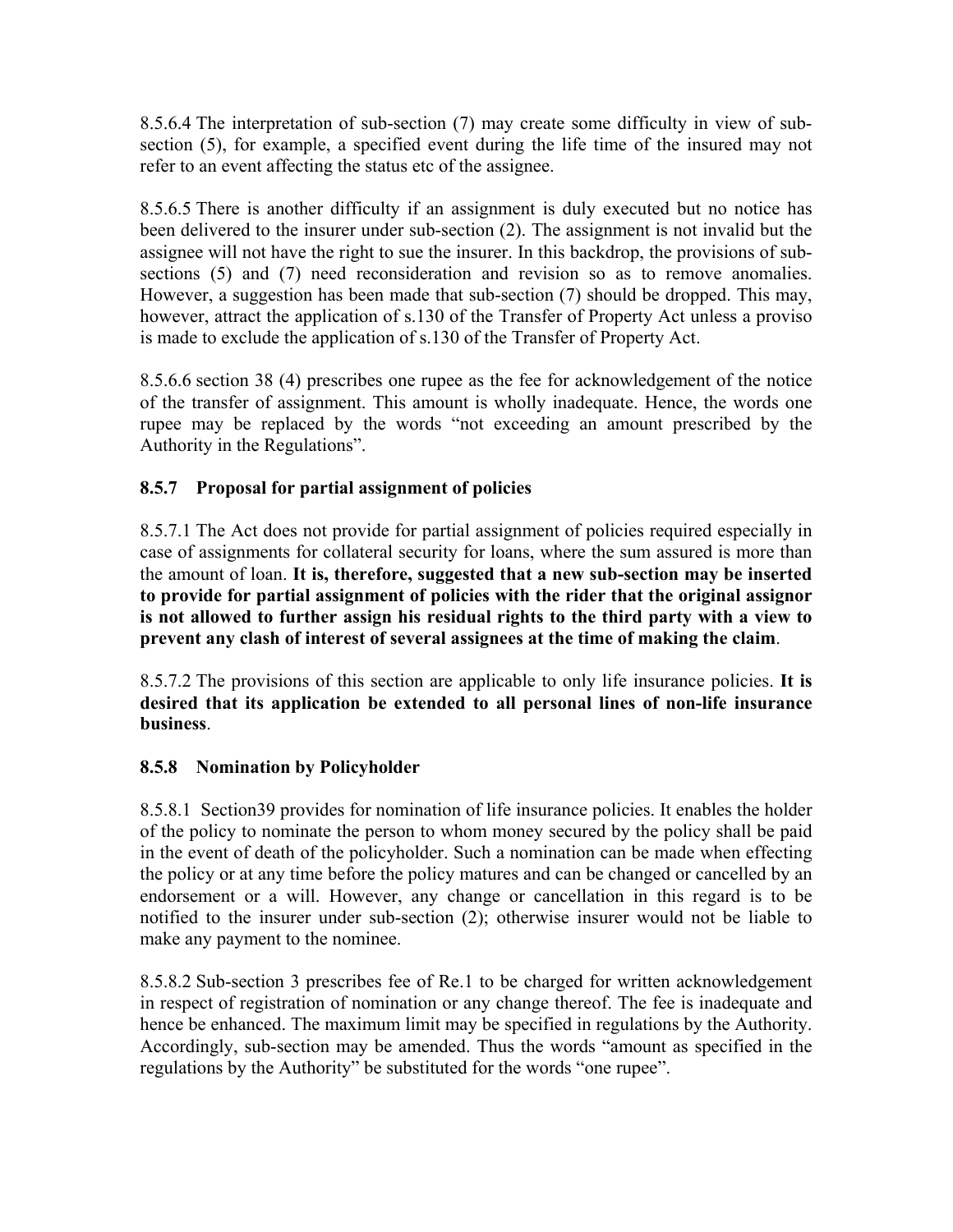8.5.6.4 The interpretation of sub-section (7) may create some difficulty in view of sub-section (5), for example, a specified event during the life time of the insured may not refer to an event affecting the status etc of the assignee.

8.5.6.5 There is another difficulty if an assignment is duly executed but no notice has been delivered to the insurer under sub-section (2). The assignment is not invalid but the assignee will not have the right to sue the insurer. In this backdrop, the provisions of sub-sections (5) and (7) need reconsideration and revision so as to remove anomalies. However, a suggestion has been made that sub-section (7) should be dropped. This may, however, attract the application of s.130 of the Transfer of Property Act unless a proviso is made to exclude the application of s.130 of the Transfer of Property Act.

8.5.6.6 section 38 (4) prescribes one rupee as the fee for acknowledgement of the notice of the transfer of assignment. This amount is wholly inadequate. Hence, the words one rupee may be replaced by the words "not exceeding an amount prescribed by the Authority in the Regulations".

### 8.5.7 Proposal for partial assignment of policies

8.5.7.1 The Act does not provide for partial assignment of policies required especially in case of assignments for collateral security for loans, where the sum assured is more than the amount of loan. **It is, therefore, suggested that a new sub-section may be inserted to provide for partial assignment of policies with the rider that the original assignor is not allowed to further assign his residual rights to the third party with a view to prevent any clash of interest of several assignees at the time of making the claim**.

8.5.7.2 The provisions of this section are applicable to only life insurance policies. **It is desired that its application be extended to all personal lines of non-life insurance business**.

### 8.5.8 Nomination by Policyholder

8.5.8.1 Section39 provides for nomination of life insurance policies. It enables the holder of the policy to nominate the person to whom money secured by the policy shall be paid in the event of death of the policyholder. Such a nomination can be made when effecting the policy or at any time before the policy matures and can be changed or cancelled by an endorsement or a will. However, any change or cancellation in this regard is to be notified to the insurer under sub-section (2); otherwise insurer would not be liable to make any payment to the nominee.

8.5.8.2 Sub-section 3 prescribes fee of Re.1 to be charged for written acknowledgement in respect of registration of nomination or any change thereof. The fee is inadequate and hence be enhanced. The maximum limit may be specified in regulations by the Authority. Accordingly, sub-section may be amended. Thus the words "amount as specified in the regulations by the Authority" be substituted for the words "one rupee".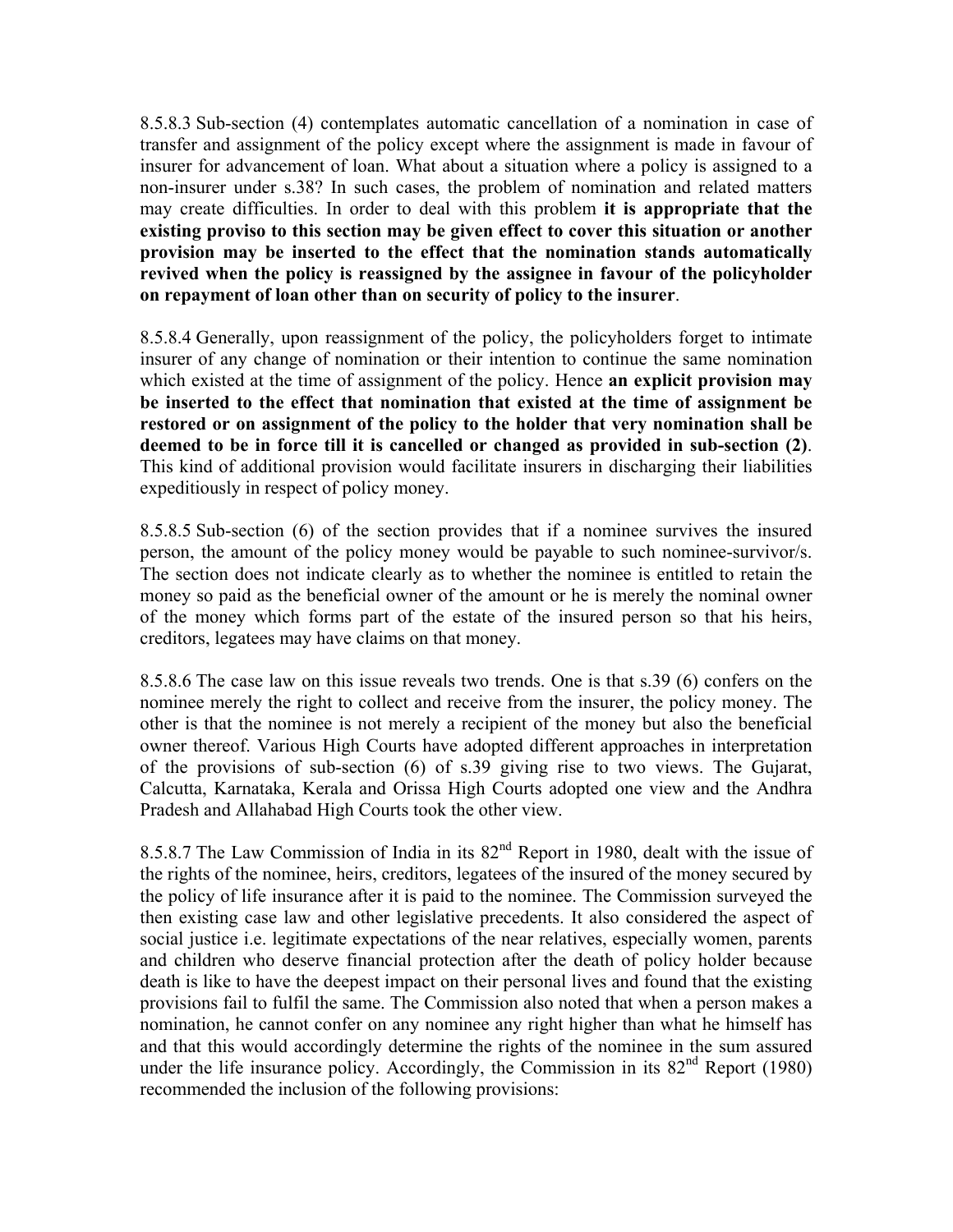8.5.8.3 Sub-section (4) contemplates automatic cancellation of a nomination in case of transfer and assignment of the policy except where the assignment is made in favour of insurer for advancement of loan. What about a situation where a policy is assigned to a non-insurer under s.38? In such cases, the problem of nomination and related matters may create difficulties. In order to deal with this problem **it is appropriate that the existing proviso to this section may be given effect to cover this situation or another provision may be inserted to the effect that the nomination stands automatically revived when the policy is reassigned by the assignee in favour of the policyholder on repayment of loan other than on security of policy to the insurer**.

8.5.8.4 Generally, upon reassignment of the policy, the policyholders forget to intimate insurer of any change of nomination or their intention to continue the same nomination which existed at the time of assignment of the policy. Hence **an explicit provision may be inserted to the effect that nomination that existed at the time of assignment be restored or on assignment of the policy to the holder that very nomination shall be deemed to be in force till it is cancelled or changed as provided in sub-section (2)**. This kind of additional provision would facilitate insurers in discharging their liabilities expeditiously in respect of policy money.

8.5.8.5 Sub-section (6) of the section provides that if a nominee survives the insured person, the amount of the policy money would be payable to such nominee-survivor/s. The section does not indicate clearly as to whether the nominee is entitled to retain the money so paid as the beneficial owner of the amount or he is merely the nominal owner of the money which forms part of the estate of the insured person so that his heirs, creditors, legatees may have claims on that money.

8.5.8.6 The case law on this issue reveals two trends. One is that s.39 (6) confers on the nominee merely the right to collect and receive from the insurer, the policy money. The other is that the nominee is not merely a recipient of the money but also the beneficial owner thereof. Various High Courts have adopted different approaches in interpretation of the provisions of sub-section (6) of s.39 giving rise to two views. The Gujarat, Calcutta, Karnataka, Kerala and Orissa High Courts adopted one view and the Andhra Pradesh and Allahabad High Courts took the other view.

8.5.8.7 The Law Commission of India in its 82nd Report in 1980, dealt with the issue of the rights of the nominee, heirs, creditors, legatees of the insured of the money secured by the policy of life insurance after it is paid to the nominee. The Commission surveyed the then existing case law and other legislative precedents. It also considered the aspect of social justice i.e. legitimate expectations of the near relatives, especially women, parents and children who deserve financial protection after the death of policy holder because death is like to have the deepest impact on their personal lives and found that the existing provisions fail to fulfil the same. The Commission also noted that when a person makes a nomination, he cannot confer on any nominee any right higher than what he himself has and that this would accordingly determine the rights of the nominee in the sum assured under the life insurance policy. Accordingly, the Commission in its 82nd Report (1980) recommended the inclusion of the following provisions: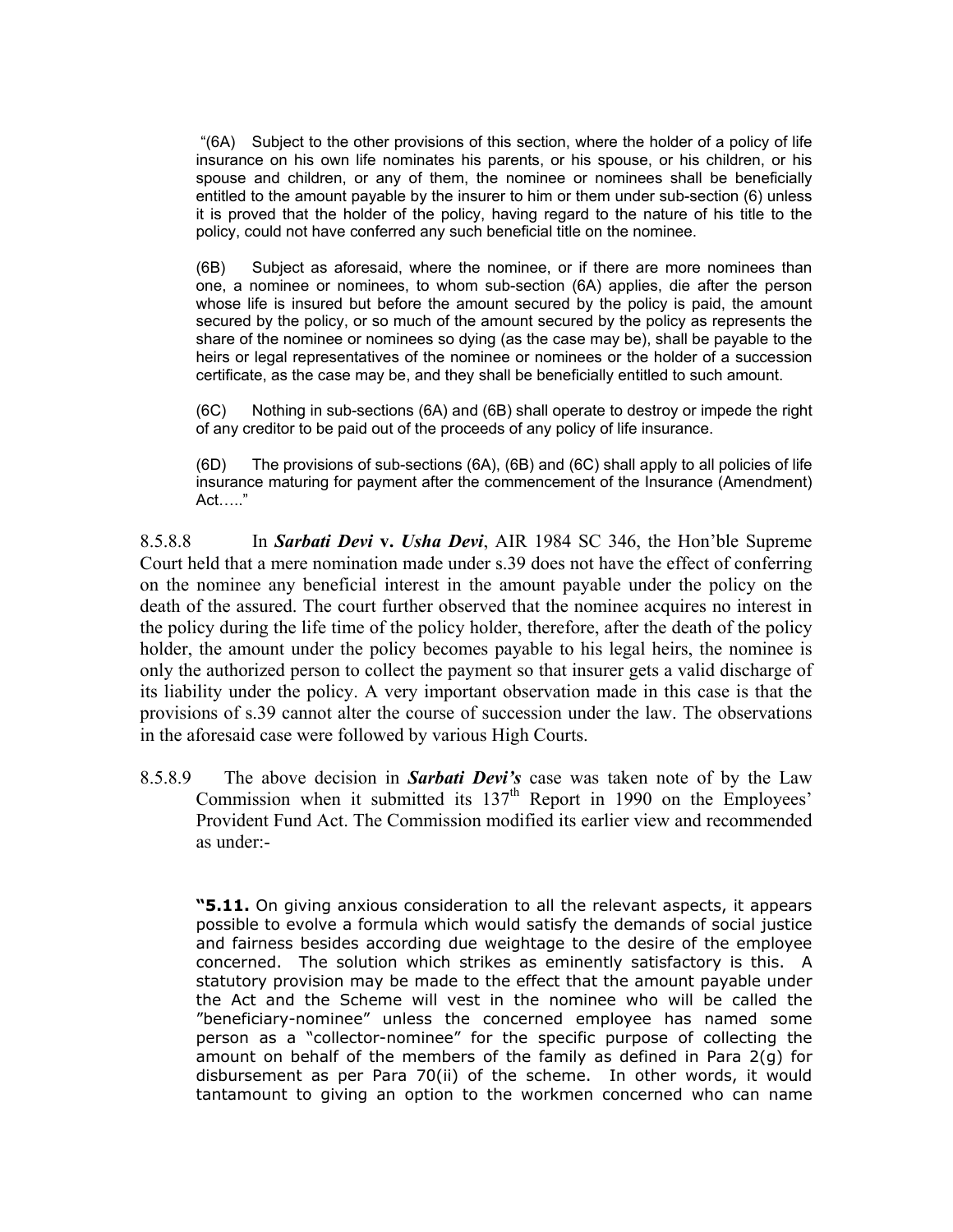"(6A) Subject to the other provisions of this section, where the holder of a policy of life insurance on his own life nominates his parents, or his spouse, or his children, or his spouse and children, or any of them, the nominee or nominees shall be beneficially entitled to the amount payable by the insurer to him or them under sub-section (6) unless it is proved that the holder of the policy, having regard to the nature of his title to the policy, could not have conferred any such beneficial title on the nominee.

(6B) Subject as aforesaid, where the nominee, or if there are more nominees than one, a nominee or nominees, to whom sub-section (6A) applies, die after the person whose life is insured but before the amount secured by the policy is paid, the amount secured by the policy, or so much of the amount secured by the policy as represents the share of the nominee or nominees so dying (as the case may be), shall be payable to the heirs or legal representatives of the nominee or nominees or the holder of a succession certificate, as the case may be, and they shall be beneficially entitled to such amount.

(6C) Nothing in sub-sections (6A) and (6B) shall operate to destroy or impede the right of any creditor to be paid out of the proceeds of any policy of life insurance.

(6D) The provisions of sub-sections (6A), (6B) and (6C) shall apply to all policies of life insurance maturing for payment after the commencement of the Insurance (Amendment) Act….."

8.5.8.8 In ***Sarbati Devi* v. *Usha Devi***, AIR 1984 SC 346, the Hon'ble Supreme Court held that a mere nomination made under s.39 does not have the effect of conferring on the nominee any beneficial interest in the amount payable under the policy on the death of the assured. The court further observed that the nominee acquires no interest in the policy during the life time of the policy holder, therefore, after the death of the policy holder, the amount under the policy becomes payable to his legal heirs, the nominee is only the authorized person to collect the payment so that insurer gets a valid discharge of its liability under the policy. A very important observation made in this case is that the provisions of s.39 cannot alter the course of succession under the law. The observations in the aforesaid case were followed by various High Courts.

8.5.8.9 The above decision in ***Sarbati Devi's*** case was taken note of by the Law Commission when it submitted its 137[th] Report in 1990 on the Employees' Provident Fund Act. The Commission modified its earlier view and recommended as under:-

"**5.11.** On giving anxious consideration to all the relevant aspects, it appears possible to evolve a formula which would satisfy the demands of social justice and fairness besides according due weightage to the desire of the employee concerned. The solution which strikes as eminently satisfactory is this. A statutory provision may be made to the effect that the amount payable under the Act and the Scheme will vest in the nominee who will be called the "beneficiary-nominee" unless the concerned employee has named some person as a "collector-nominee" for the specific purpose of collecting the amount on behalf of the members of the family as defined in Para 2(g) for disbursement as per Para 70(ii) of the scheme. In other words, it would tantamount to giving an option to the workmen concerned who can name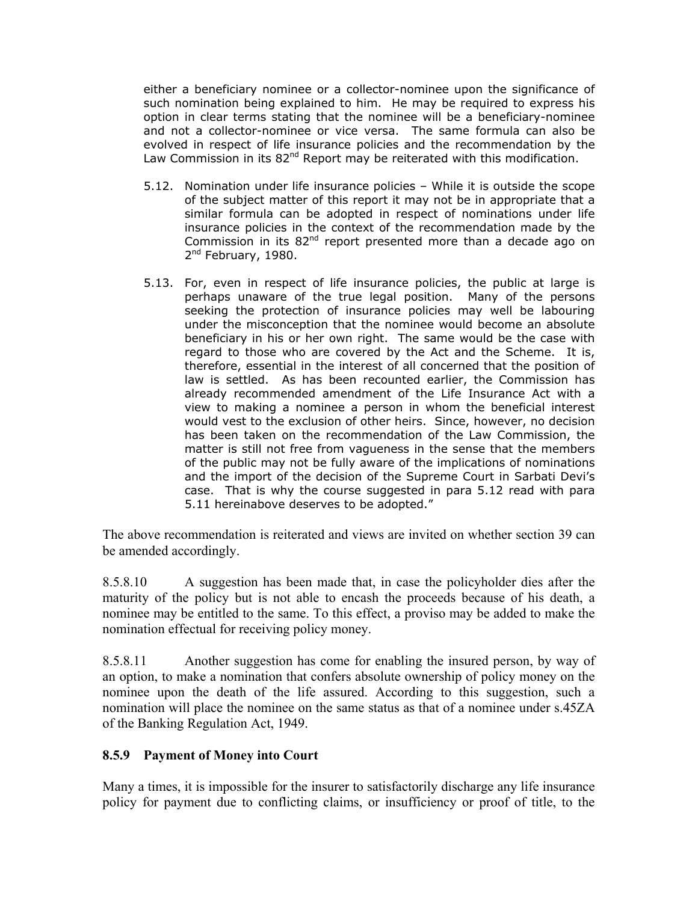either a beneficiary nominee or a collector-nominee upon the significance of such nomination being explained to him. He may be required to express his option in clear terms stating that the nominee will be a beneficiary-nominee and not a collector-nominee or vice versa. The same formula can also be evolved in respect of life insurance policies and the recommendation by the Law Commission in its 82nd Report may be reiterated with this modification.

> 5.12. Nomination under life insurance policies – While it is outside the scope of the subject matter of this report it may not be in appropriate that a similar formula can be adopted in respect of nominations under life insurance policies in the context of the recommendation made by the Commission in its 82nd report presented more than a decade ago on 2nd February, 1980.
>
> 5.13. For, even in respect of life insurance policies, the public at large is perhaps unaware of the true legal position. Many of the persons seeking the protection of insurance policies may well be labouring under the misconception that the nominee would become an absolute beneficiary in his or her own right. The same would be the case with regard to those who are covered by the Act and the Scheme. It is, therefore, essential in the interest of all concerned that the position of law is settled. As has been recounted earlier, the Commission has already recommended amendment of the Life Insurance Act with a view to making a nominee a person in whom the beneficial interest would vest to the exclusion of other heirs. Since, however, no decision has been taken on the recommendation of the Law Commission, the matter is still not free from vagueness in the sense that the members of the public may not be fully aware of the implications of nominations and the import of the decision of the Supreme Court in Sarbati Devi's case. That is why the course suggested in para 5.12 read with para 5.11 hereinabove deserves to be adopted."

The above recommendation is reiterated and views are invited on whether section 39 can be amended accordingly.

8.5.8.10 A suggestion has been made that, in case the policyholder dies after the maturity of the policy but is not able to encash the proceeds because of his death, a nominee may be entitled to the same. To this effect, a proviso may be added to make the nomination effectual for receiving policy money.

8.5.8.11 Another suggestion has come for enabling the insured person, by way of an option, to make a nomination that confers absolute ownership of policy money on the nominee upon the death of the life assured. According to this suggestion, such a nomination will place the nominee on the same status as that of a nominee under s.45ZA of the Banking Regulation Act, 1949.

### 8.5.9 Payment of Money into Court

Many a times, it is impossible for the insurer to satisfactorily discharge any life insurance policy for payment due to conflicting claims, or insufficiency or proof of title, to the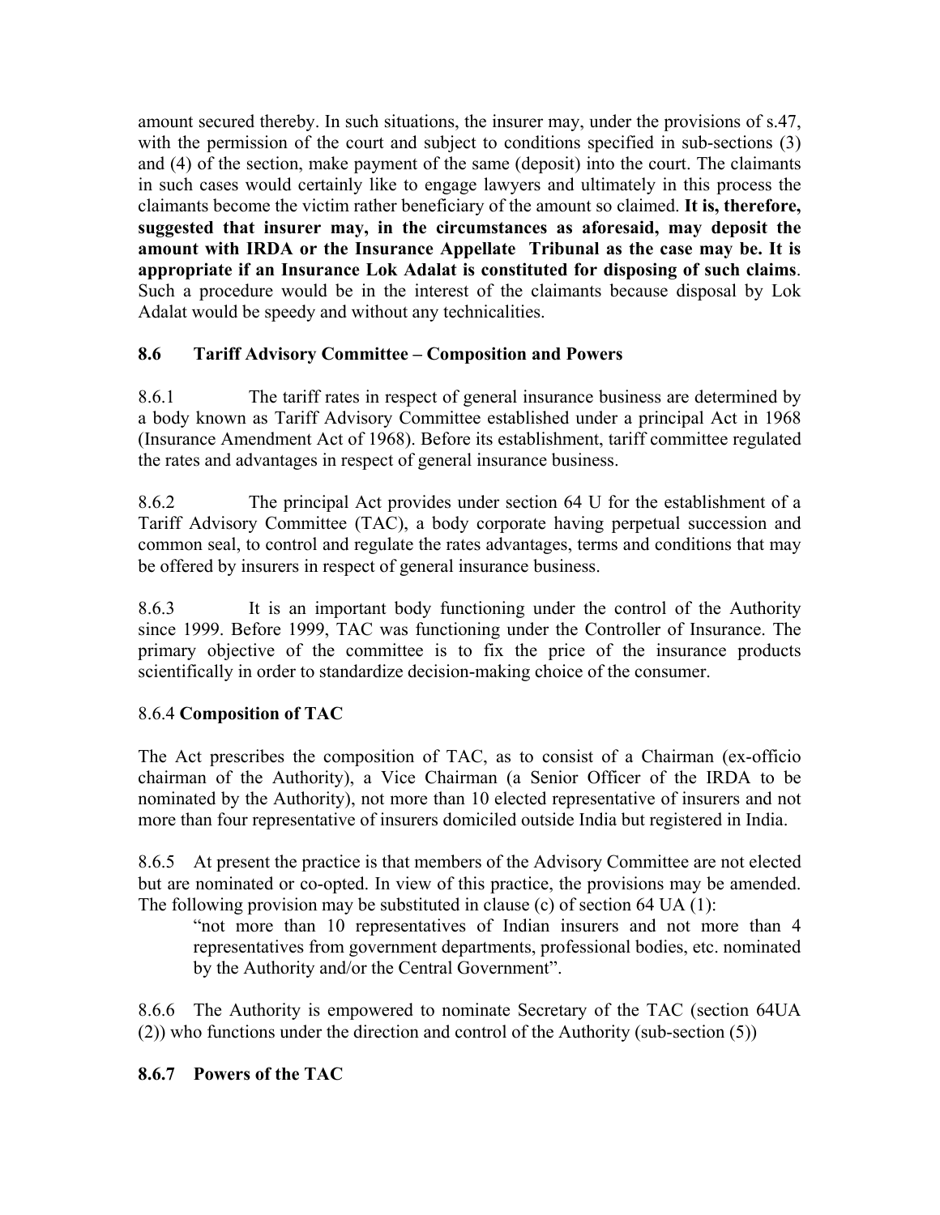amount secured thereby. In such situations, the insurer may, under the provisions of s.47, with the permission of the court and subject to conditions specified in sub-sections (3) and (4) of the section, make payment of the same (deposit) into the court. The claimants in such cases would certainly like to engage lawyers and ultimately in this process the claimants become the victim rather beneficiary of the amount so claimed. **It is, therefore, suggested that insurer may, in the circumstances as aforesaid, may deposit the amount with IRDA or the Insurance Appellate Tribunal as the case may be. It is appropriate if an Insurance Lok Adalat is constituted for disposing of such claims**. Such a procedure would be in the interest of the claimants because disposal by Lok Adalat would be speedy and without any technicalities.

### 8.6 Tariff Advisory Committee – Composition and Powers

8.6.1 The tariff rates in respect of general insurance business are determined by a body known as Tariff Advisory Committee established under a principal Act in 1968 (Insurance Amendment Act of 1968). Before its establishment, tariff committee regulated the rates and advantages in respect of general insurance business.

8.6.2 The principal Act provides under section 64 U for the establishment of a Tariff Advisory Committee (TAC), a body corporate having perpetual succession and common seal, to control and regulate the rates advantages, terms and conditions that may be offered by insurers in respect of general insurance business.

8.6.3 It is an important body functioning under the control of the Authority since 1999. Before 1999, TAC was functioning under the Controller of Insurance. The primary objective of the committee is to fix the price of the insurance products scientifically in order to standardize decision-making choice of the consumer.

8.6.4 **Composition of TAC**

The Act prescribes the composition of TAC, as to consist of a Chairman (ex-officio chairman of the Authority), a Vice Chairman (a Senior Officer of the IRDA to be nominated by the Authority), not more than 10 elected representative of insurers and not more than four representative of insurers domiciled outside India but registered in India.

8.6.5 At present the practice is that members of the Advisory Committee are not elected but are nominated or co-opted. In view of this practice, the provisions may be amended. The following provision may be substituted in clause (c) of section 64 UA (1):

> "not more than 10 representatives of Indian insurers and not more than 4 representatives from government departments, professional bodies, etc. nominated by the Authority and/or the Central Government".

8.6.6 The Authority is empowered to nominate Secretary of the TAC (section 64UA (2)) who functions under the direction and control of the Authority (sub-section (5))

#### 8.6.7 Powers of the TAC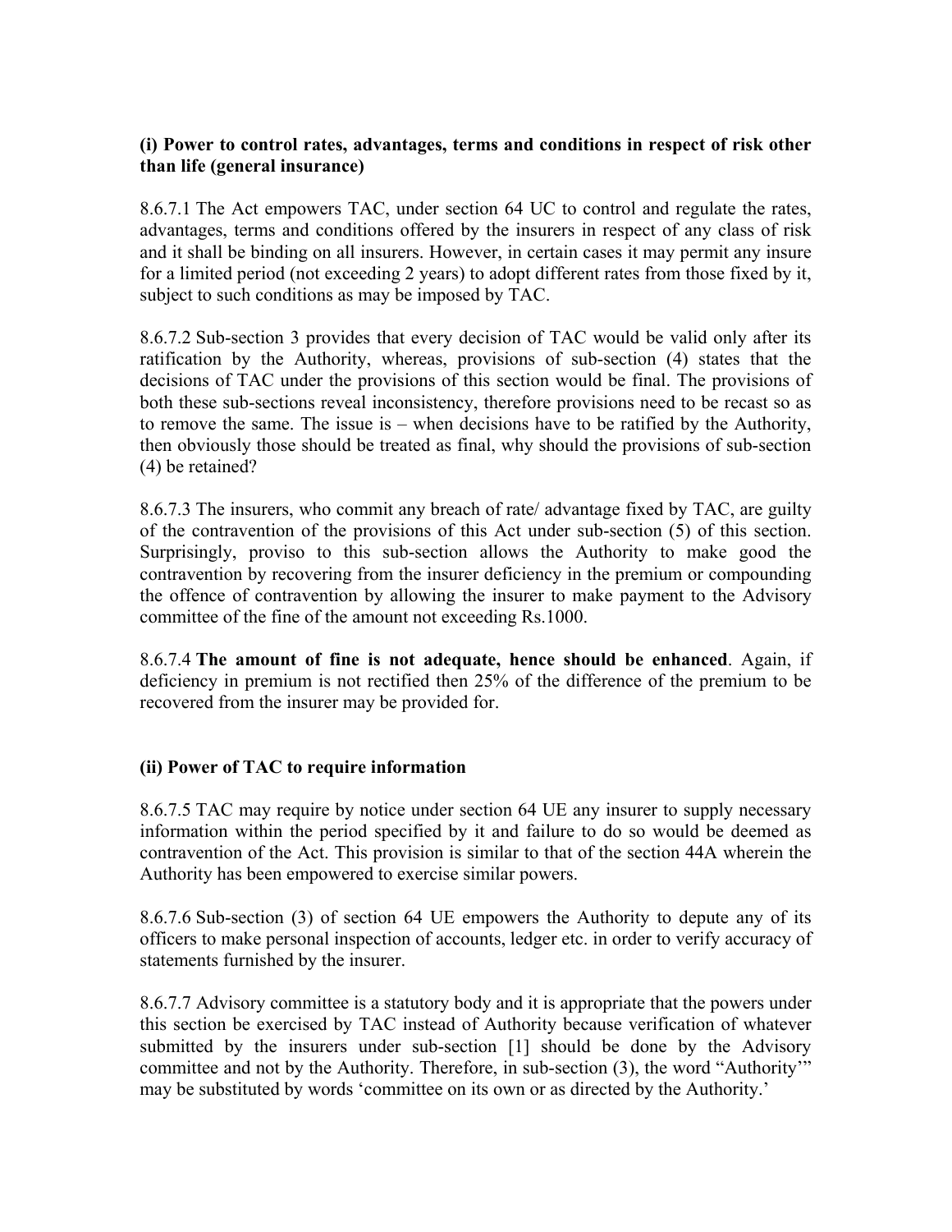**(i) Power to control rates, advantages, terms and conditions in respect of risk other than life (general insurance)**

8.6.7.1 The Act empowers TAC, under section 64 UC to control and regulate the rates, advantages, terms and conditions offered by the insurers in respect of any class of risk and it shall be binding on all insurers. However, in certain cases it may permit any insure for a limited period (not exceeding 2 years) to adopt different rates from those fixed by it, subject to such conditions as may be imposed by TAC.

8.6.7.2 Sub-section 3 provides that every decision of TAC would be valid only after its ratification by the Authority, whereas, provisions of sub-section (4) states that the decisions of TAC under the provisions of this section would be final. The provisions of both these sub-sections reveal inconsistency, therefore provisions need to be recast so as to remove the same. The issue is – when decisions have to be ratified by the Authority, then obviously those should be treated as final, why should the provisions of sub-section (4) be retained?

8.6.7.3 The insurers, who commit any breach of rate/ advantage fixed by TAC, are guilty of the contravention of the provisions of this Act under sub-section (5) of this section. Surprisingly, proviso to this sub-section allows the Authority to make good the contravention by recovering from the insurer deficiency in the premium or compounding the offence of contravention by allowing the insurer to make payment to the Advisory committee of the fine of the amount not exceeding Rs.1000.

8.6.7.4 **The amount of fine is not adequate, hence should be enhanced**. Again, if deficiency in premium is not rectified then 25% of the difference of the premium to be recovered from the insurer may be provided for.

**(ii) Power of TAC to require information**

8.6.7.5 TAC may require by notice under section 64 UE any insurer to supply necessary information within the period specified by it and failure to do so would be deemed as contravention of the Act. This provision is similar to that of the section 44A wherein the Authority has been empowered to exercise similar powers.

8.6.7.6 Sub-section (3) of section 64 UE empowers the Authority to depute any of its officers to make personal inspection of accounts, ledger etc. in order to verify accuracy of statements furnished by the insurer.

8.6.7.7 Advisory committee is a statutory body and it is appropriate that the powers under this section be exercised by TAC instead of Authority because verification of whatever submitted by the insurers under sub-section [1] should be done by the Advisory committee and not by the Authority. Therefore, in sub-section (3), the word "Authority'" may be substituted by words 'committee on its own or as directed by the Authority.'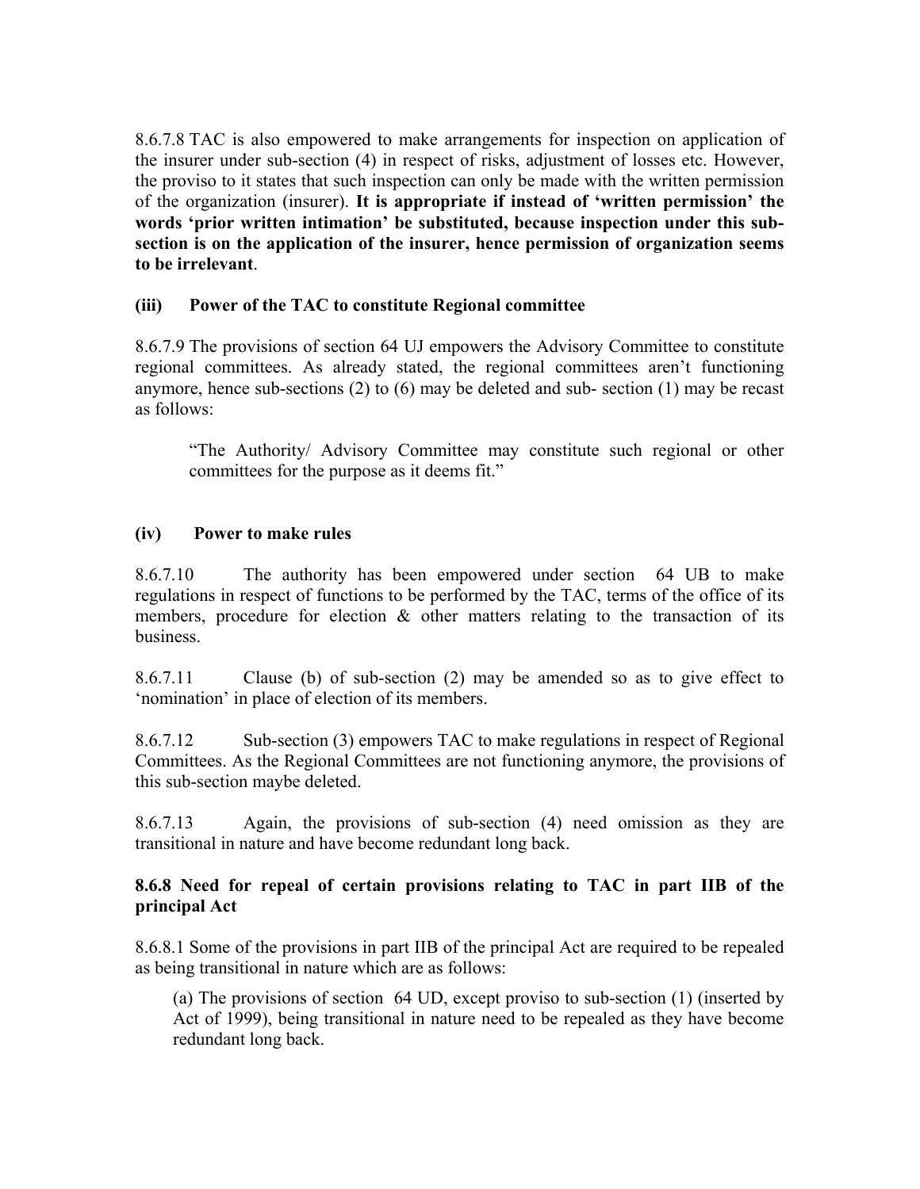8.6.7.8 TAC is also empowered to make arrangements for inspection on application of the insurer under sub-section (4) in respect of risks, adjustment of losses etc. However, the proviso to it states that such inspection can only be made with the written permission of the organization (insurer). **It is appropriate if instead of 'written permission' the words 'prior written intimation' be substituted, because inspection under this sub-section is on the application of the insurer, hence permission of organization seems to be irrelevant**.

### (iii) Power of the TAC to constitute Regional committee

8.6.7.9 The provisions of section 64 UJ empowers the Advisory Committee to constitute regional committees. As already stated, the regional committees aren't functioning anymore, hence sub-sections (2) to (6) may be deleted and sub- section (1) may be recast as follows:

> "The Authority/ Advisory Committee may constitute such regional or other committees for the purpose as it deems fit."

### (iv) Power to make rules

8.6.7.10 The authority has been empowered under section 64 UB to make regulations in respect of functions to be performed by the TAC, terms of the office of its members, procedure for election & other matters relating to the transaction of its business.

8.6.7.11 Clause (b) of sub-section (2) may be amended so as to give effect to 'nomination' in place of election of its members.

8.6.7.12 Sub-section (3) empowers TAC to make regulations in respect of Regional Committees. As the Regional Committees are not functioning anymore, the provisions of this sub-section maybe deleted.

8.6.7.13 Again, the provisions of sub-section (4) need omission as they are transitional in nature and have become redundant long back.

### 8.6.8 Need for repeal of certain provisions relating to TAC in part IIB of the principal Act

8.6.8.1 Some of the provisions in part IIB of the principal Act are required to be repealed as being transitional in nature which are as follows:

(a) The provisions of section 64 UD, except proviso to sub-section (1) (inserted by Act of 1999), being transitional in nature need to be repealed as they have become redundant long back.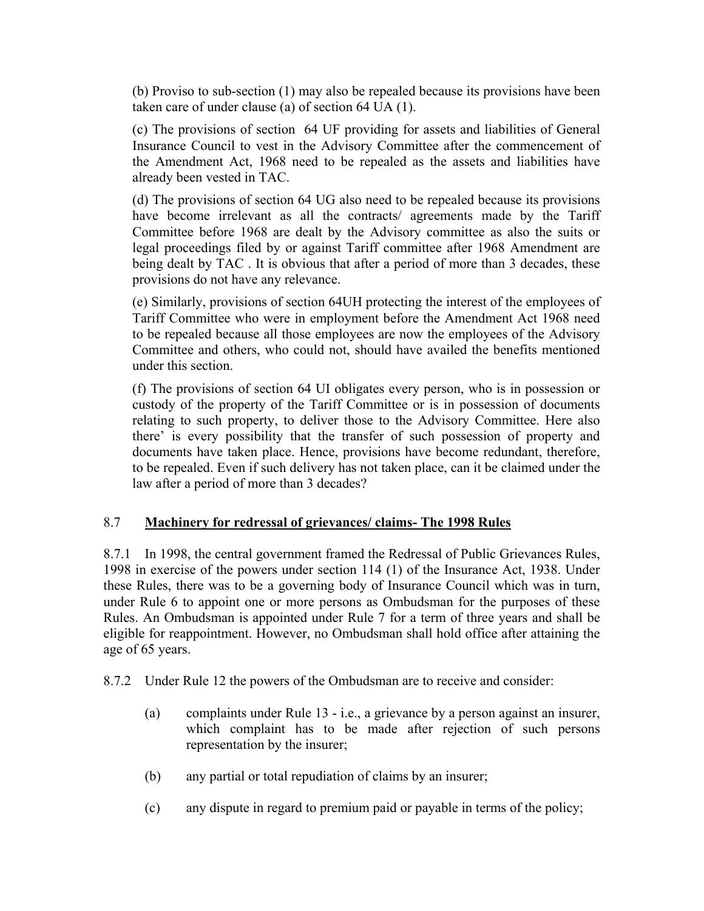(b) Proviso to sub-section (1) may also be repealed because its provisions have been taken care of under clause (a) of section 64 UA (1).

(c) The provisions of section 64 UF providing for assets and liabilities of General Insurance Council to vest in the Advisory Committee after the commencement of the Amendment Act, 1968 need to be repealed as the assets and liabilities have already been vested in TAC.

(d) The provisions of section 64 UG also need to be repealed because its provisions have become irrelevant as all the contracts/ agreements made by the Tariff Committee before 1968 are dealt by the Advisory committee as also the suits or legal proceedings filed by or against Tariff committee after 1968 Amendment are being dealt by TAC . It is obvious that after a period of more than 3 decades, these provisions do not have any relevance.

(e) Similarly, provisions of section 64UH protecting the interest of the employees of Tariff Committee who were in employment before the Amendment Act 1968 need to be repealed because all those employees are now the employees of the Advisory Committee and others, who could not, should have availed the benefits mentioned under this section.

(f) The provisions of section 64 UI obligates every person, who is in possession or custody of the property of the Tariff Committee or is in possession of documents relating to such property, to deliver those to the Advisory Committee. Here also there' is every possibility that the transfer of such possession of property and documents have taken place. Hence, provisions have become redundant, therefore, to be repealed. Even if such delivery has not taken place, can it be claimed under the law after a period of more than 3 decades?

## 8.7 **Machinery for redressal of grievances/ claims- The 1998 Rules**

8.7.1 In 1998, the central government framed the Redressal of Public Grievances Rules, 1998 in exercise of the powers under section 114 (1) of the Insurance Act, 1938. Under these Rules, there was to be a governing body of Insurance Council which was in turn, under Rule 6 to appoint one or more persons as Ombudsman for the purposes of these Rules. An Ombudsman is appointed under Rule 7 for a term of three years and shall be eligible for reappointment. However, no Ombudsman shall hold office after attaining the age of 65 years.

8.7.2 Under Rule 12 the powers of the Ombudsman are to receive and consider:

(a) complaints under Rule 13 - i.e., a grievance by a person against an insurer, which complaint has to be made after rejection of such persons representation by the insurer;

(b) any partial or total repudiation of claims by an insurer;

(c) any dispute in regard to premium paid or payable in terms of the policy;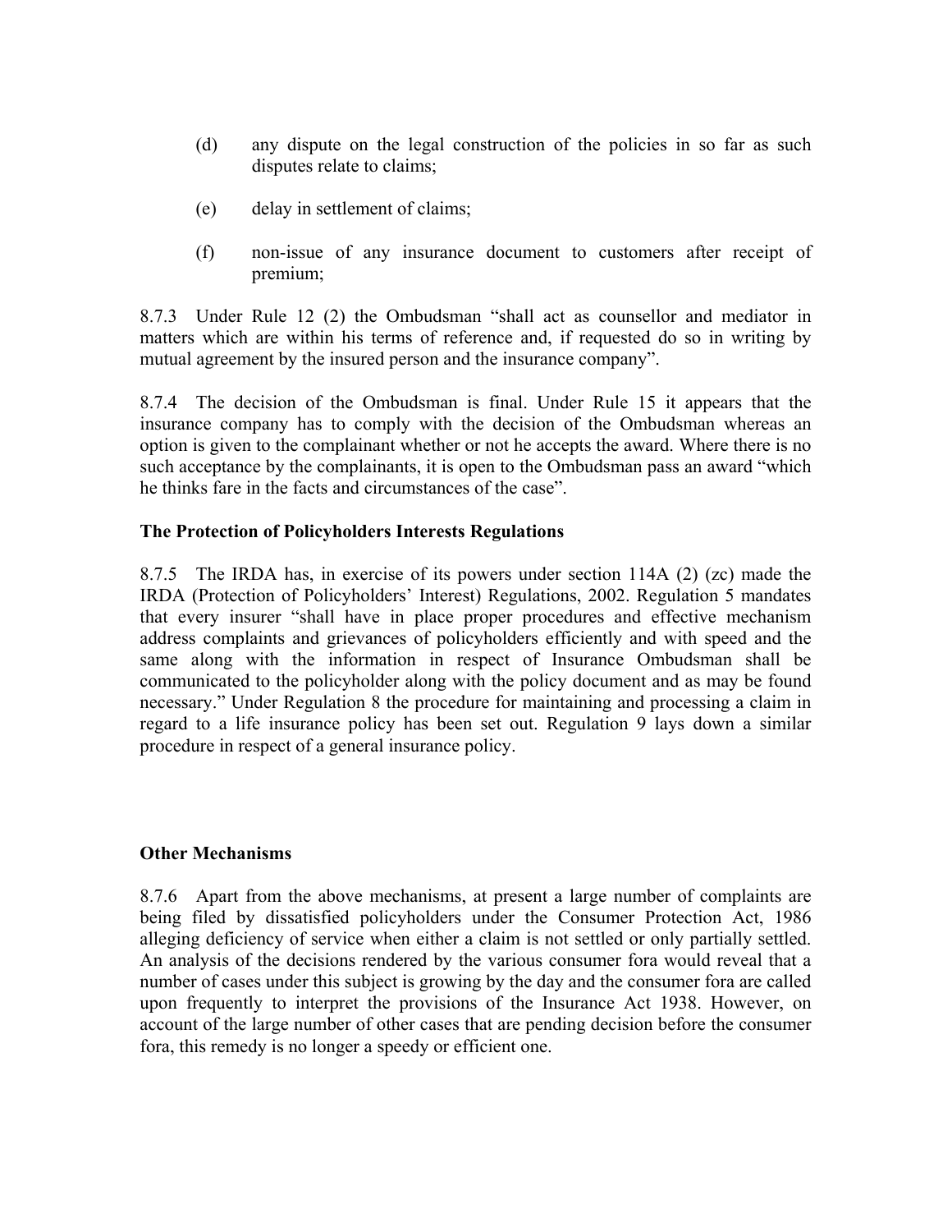(d) any dispute on the legal construction of the policies in so far as such disputes relate to claims;

(e) delay in settlement of claims;

(f) non-issue of any insurance document to customers after receipt of premium;

8.7.3 Under Rule 12 (2) the Ombudsman "shall act as counsellor and mediator in matters which are within his terms of reference and, if requested do so in writing by mutual agreement by the insured person and the insurance company".

8.7.4 The decision of the Ombudsman is final. Under Rule 15 it appears that the insurance company has to comply with the decision of the Ombudsman whereas an option is given to the complainant whether or not he accepts the award. Where there is no such acceptance by the complainants, it is open to the Ombudsman pass an award "which he thinks fare in the facts and circumstances of the case".

**The Protection of Policyholders Interests Regulations**

8.7.5 The IRDA has, in exercise of its powers under section 114A (2) (zc) made the IRDA (Protection of Policyholders' Interest) Regulations, 2002. Regulation 5 mandates that every insurer "shall have in place proper procedures and effective mechanism address complaints and grievances of policyholders efficiently and with speed and the same along with the information in respect of Insurance Ombudsman shall be communicated to the policyholder along with the policy document and as may be found necessary." Under Regulation 8 the procedure for maintaining and processing a claim in regard to a life insurance policy has been set out. Regulation 9 lays down a similar procedure in respect of a general insurance policy.

**Other Mechanisms**

8.7.6 Apart from the above mechanisms, at present a large number of complaints are being filed by dissatisfied policyholders under the Consumer Protection Act, 1986 alleging deficiency of service when either a claim is not settled or only partially settled. An analysis of the decisions rendered by the various consumer fora would reveal that a number of cases under this subject is growing by the day and the consumer fora are called upon frequently to interpret the provisions of the Insurance Act 1938. However, on account of the large number of other cases that are pending decision before the consumer fora, this remedy is no longer a speedy or efficient one.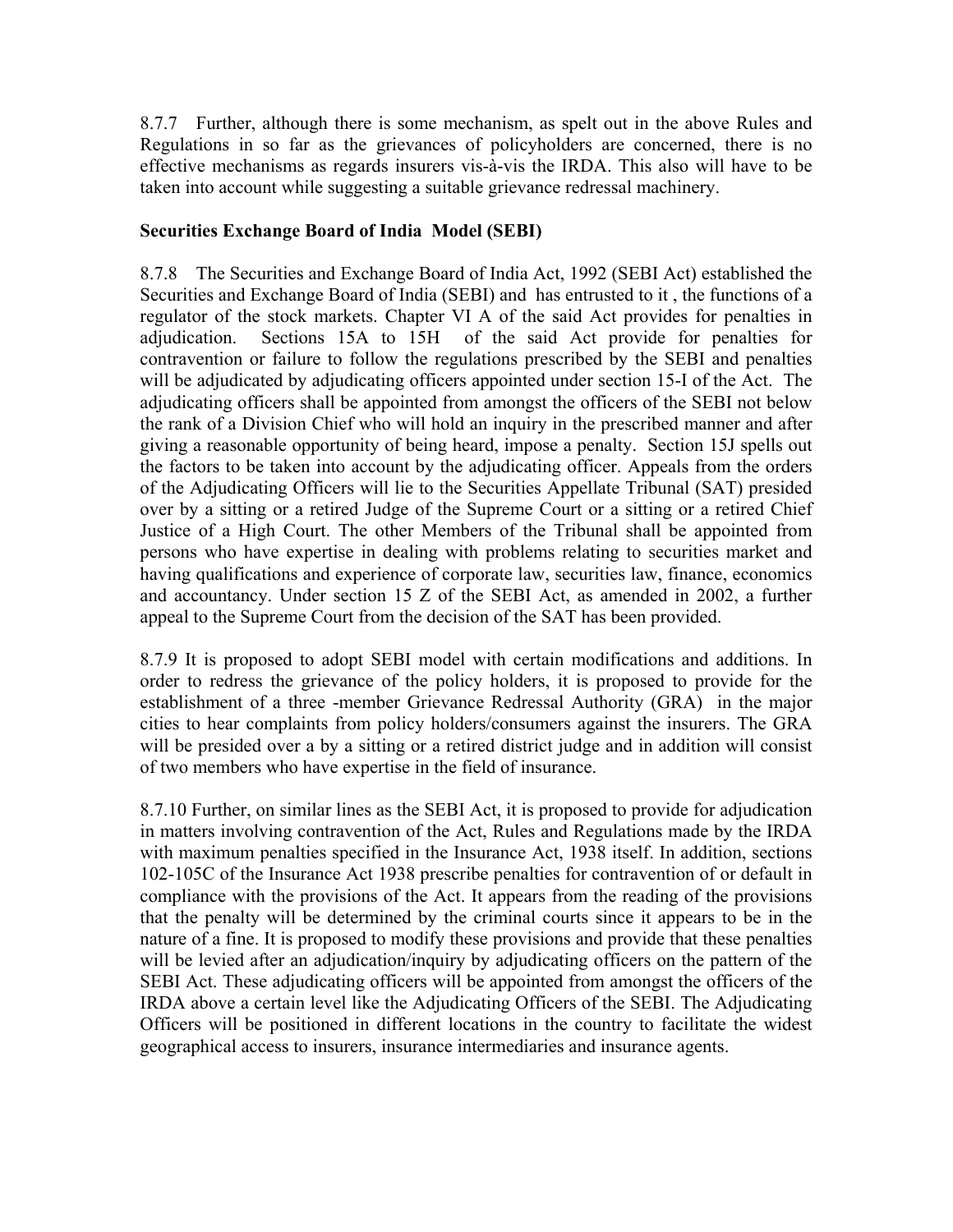8.7.7 Further, although there is some mechanism, as spelt out in the above Rules and Regulations in so far as the grievances of policyholders are concerned, there is no effective mechanisms as regards insurers vis-à-vis the IRDA. This also will have to be taken into account while suggesting a suitable grievance redressal machinery.

**Securities Exchange Board of India Model (SEBI)**

8.7.8 The Securities and Exchange Board of India Act, 1992 (SEBI Act) established the Securities and Exchange Board of India (SEBI) and has entrusted to it , the functions of a regulator of the stock markets. Chapter VI A of the said Act provides for penalties in adjudication. Sections 15A to 15H of the said Act provide for penalties for contravention or failure to follow the regulations prescribed by the SEBI and penalties will be adjudicated by adjudicating officers appointed under section 15-I of the Act. The adjudicating officers shall be appointed from amongst the officers of the SEBI not below the rank of a Division Chief who will hold an inquiry in the prescribed manner and after giving a reasonable opportunity of being heard, impose a penalty. Section 15J spells out the factors to be taken into account by the adjudicating officer. Appeals from the orders of the Adjudicating Officers will lie to the Securities Appellate Tribunal (SAT) presided over by a sitting or a retired Judge of the Supreme Court or a sitting or a retired Chief Justice of a High Court. The other Members of the Tribunal shall be appointed from persons who have expertise in dealing with problems relating to securities market and having qualifications and experience of corporate law, securities law, finance, economics and accountancy. Under section 15 Z of the SEBI Act, as amended in 2002, a further appeal to the Supreme Court from the decision of the SAT has been provided.

8.7.9 It is proposed to adopt SEBI model with certain modifications and additions. In order to redress the grievance of the policy holders, it is proposed to provide for the establishment of a three -member Grievance Redressal Authority (GRA) in the major cities to hear complaints from policy holders/consumers against the insurers. The GRA will be presided over a by a sitting or a retired district judge and in addition will consist of two members who have expertise in the field of insurance.

8.7.10 Further, on similar lines as the SEBI Act, it is proposed to provide for adjudication in matters involving contravention of the Act, Rules and Regulations made by the IRDA with maximum penalties specified in the Insurance Act, 1938 itself. In addition, sections 102-105C of the Insurance Act 1938 prescribe penalties for contravention of or default in compliance with the provisions of the Act. It appears from the reading of the provisions that the penalty will be determined by the criminal courts since it appears to be in the nature of a fine. It is proposed to modify these provisions and provide that these penalties will be levied after an adjudication/inquiry by adjudicating officers on the pattern of the SEBI Act. These adjudicating officers will be appointed from amongst the officers of the IRDA above a certain level like the Adjudicating Officers of the SEBI. The Adjudicating Officers will be positioned in different locations in the country to facilitate the widest geographical access to insurers, insurance intermediaries and insurance agents.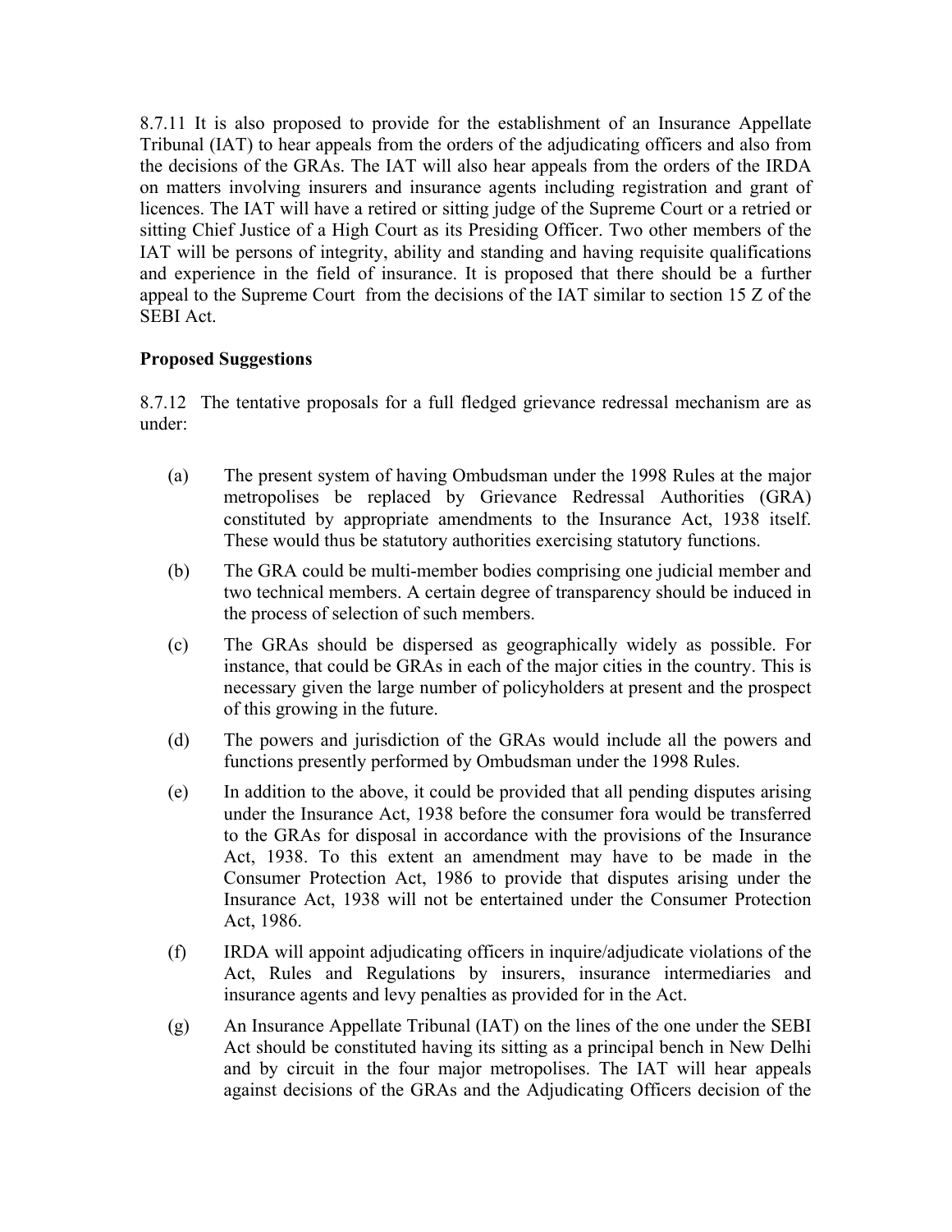8.7.11 It is also proposed to provide for the establishment of an Insurance Appellate Tribunal (IAT) to hear appeals from the orders of the adjudicating officers and also from the decisions of the GRAs. The IAT will also hear appeals from the orders of the IRDA on matters involving insurers and insurance agents including registration and grant of licences. The IAT will have a retired or sitting judge of the Supreme Court or a retried or sitting Chief Justice of a High Court as its Presiding Officer. Two other members of the IAT will be persons of integrity, ability and standing and having requisite qualifications and experience in the field of insurance. It is proposed that there should be a further appeal to the Supreme Court from the decisions of the IAT similar to section 15 Z of the SEBI Act.

**Proposed Suggestions**

8.7.12 The tentative proposals for a full fledged grievance redressal mechanism are as under:

(a) The present system of having Ombudsman under the 1998 Rules at the major metropolises be replaced by Grievance Redressal Authorities (GRA) constituted by appropriate amendments to the Insurance Act, 1938 itself. These would thus be statutory authorities exercising statutory functions.

(b) The GRA could be multi-member bodies comprising one judicial member and two technical members. A certain degree of transparency should be induced in the process of selection of such members.

(c) The GRAs should be dispersed as geographically widely as possible. For instance, that could be GRAs in each of the major cities in the country. This is necessary given the large number of policyholders at present and the prospect of this growing in the future.

(d) The powers and jurisdiction of the GRAs would include all the powers and functions presently performed by Ombudsman under the 1998 Rules.

(e) In addition to the above, it could be provided that all pending disputes arising under the Insurance Act, 1938 before the consumer fora would be transferred to the GRAs for disposal in accordance with the provisions of the Insurance Act, 1938. To this extent an amendment may have to be made in the Consumer Protection Act, 1986 to provide that disputes arising under the Insurance Act, 1938 will not be entertained under the Consumer Protection Act, 1986.

(f) IRDA will appoint adjudicating officers in inquire/adjudicate violations of the Act, Rules and Regulations by insurers, insurance intermediaries and insurance agents and levy penalties as provided for in the Act.

(g) An Insurance Appellate Tribunal (IAT) on the lines of the one under the SEBI Act should be constituted having its sitting as a principal bench in New Delhi and by circuit in the four major metropolises. The IAT will hear appeals against decisions of the GRAs and the Adjudicating Officers decision of the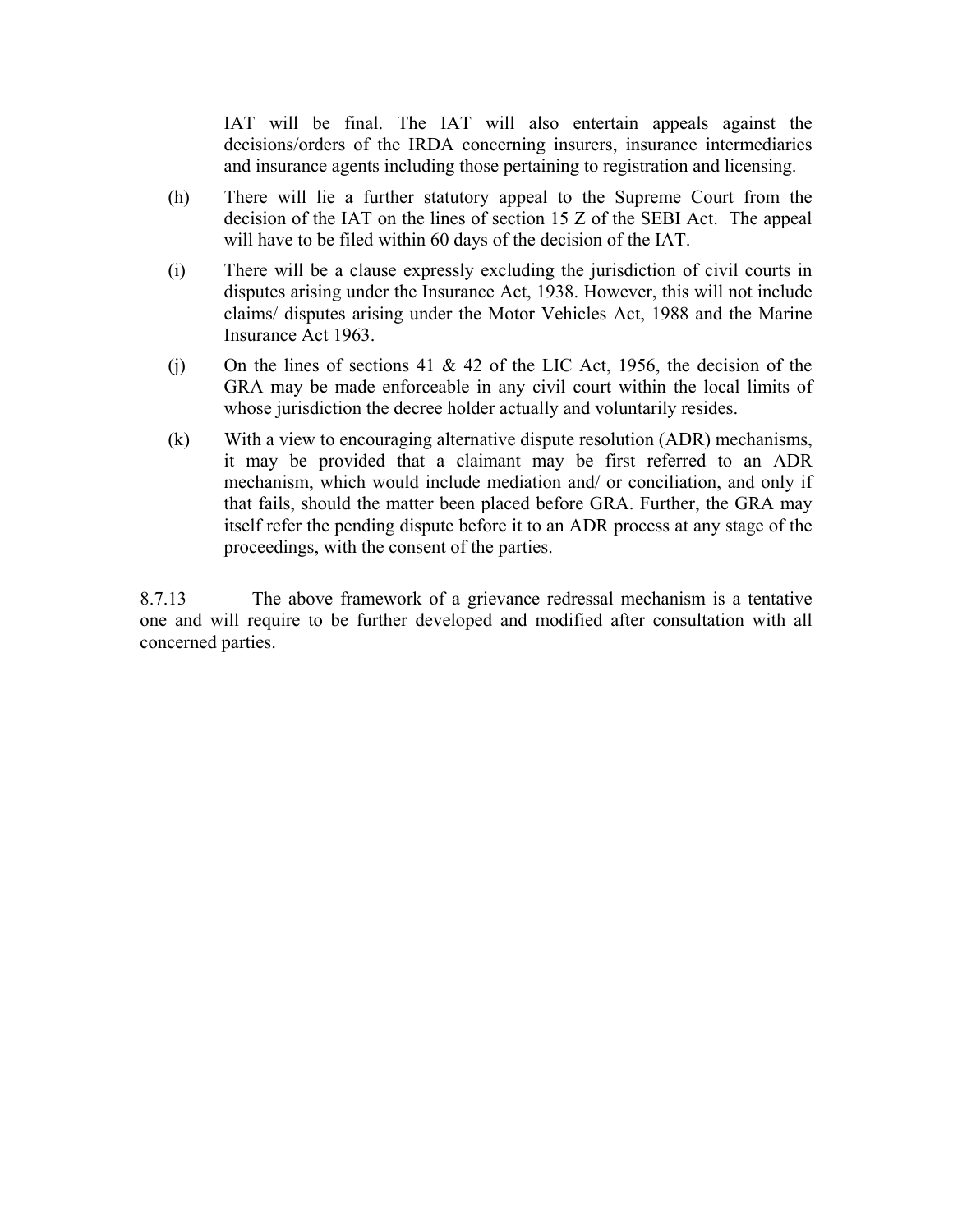IAT will be final. The IAT will also entertain appeals against the decisions/orders of the IRDA concerning insurers, insurance intermediaries and insurance agents including those pertaining to registration and licensing.

(h) There will lie a further statutory appeal to the Supreme Court from the decision of the IAT on the lines of section 15 Z of the SEBI Act. The appeal will have to be filed within 60 days of the decision of the IAT.

(i) There will be a clause expressly excluding the jurisdiction of civil courts in disputes arising under the Insurance Act, 1938. However, this will not include claims/ disputes arising under the Motor Vehicles Act, 1988 and the Marine Insurance Act 1963.

(j) On the lines of sections 41 & 42 of the LIC Act, 1956, the decision of the GRA may be made enforceable in any civil court within the local limits of whose jurisdiction the decree holder actually and voluntarily resides.

(k) With a view to encouraging alternative dispute resolution (ADR) mechanisms, it may be provided that a claimant may be first referred to an ADR mechanism, which would include mediation and/ or conciliation, and only if that fails, should the matter been placed before GRA. Further, the GRA may itself refer the pending dispute before it to an ADR process at any stage of the proceedings, with the consent of the parties.

8.7.13 The above framework of a grievance redressal mechanism is a tentative one and will require to be further developed and modified after consultation with all concerned parties.